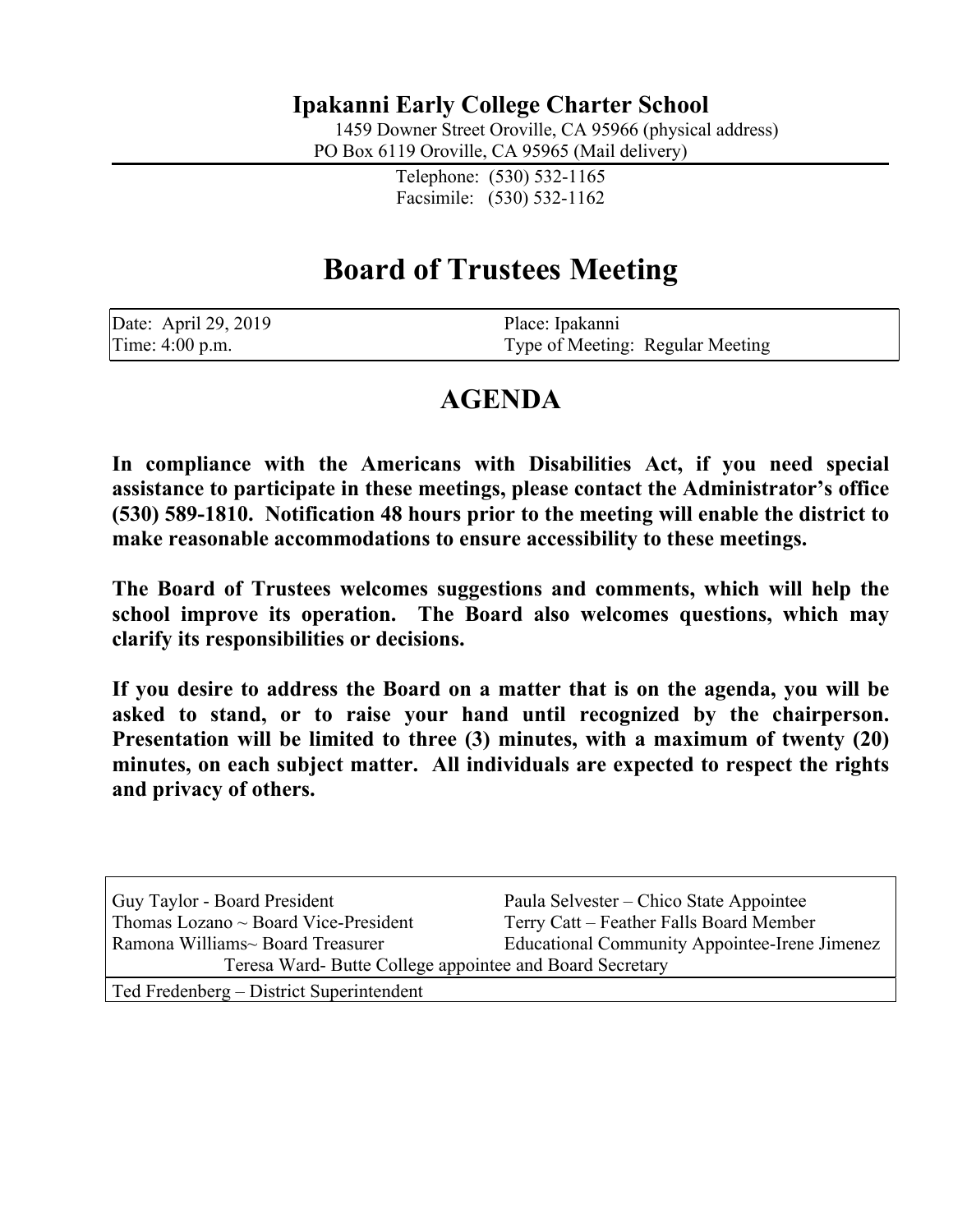# Ipakanni Early College Charter School

1459 Downer Street Oroville, CA 95966 (physical address)
PO Box 6119 Oroville, CA 95965 (Mail delivery)

Telephone: (530) 532-1165
Facsimile: (530) 532-1162

# Board of Trustees Meeting

| Date: April 29, 2019 | Place: Ipakanni |
|---|---|
| Time: 4:00 p.m. | Type of Meeting: Regular Meeting |

## AGENDA

**In compliance with the Americans with Disabilities Act, if you need special assistance to participate in these meetings, please contact the Administrator's office (530) 589-1810. Notification 48 hours prior to the meeting will enable the district to make reasonable accommodations to ensure accessibility to these meetings.**

**The Board of Trustees welcomes suggestions and comments, which will help the school improve its operation. The Board also welcomes questions, which may clarify its responsibilities or decisions.**

**If you desire to address the Board on a matter that is on the agenda, you will be asked to stand, or to raise your hand until recognized by the chairperson. Presentation will be limited to three (3) minutes, with a maximum of twenty (20) minutes, on each subject matter. All individuals are expected to respect the rights and privacy of others.**

| Guy Taylor - Board President | Paula Selvester – Chico State Appointee |
|---|---|
| Thomas Lozano ~ Board Vice-President | Terry Catt – Feather Falls Board Member |
| Ramona Williams~ Board Treasurer | Educational Community Appointee-Irene Jimenez |
| Teresa Ward- Butte College appointee and Board Secretary | |
| Ted Fredenberg – District Superintendent | |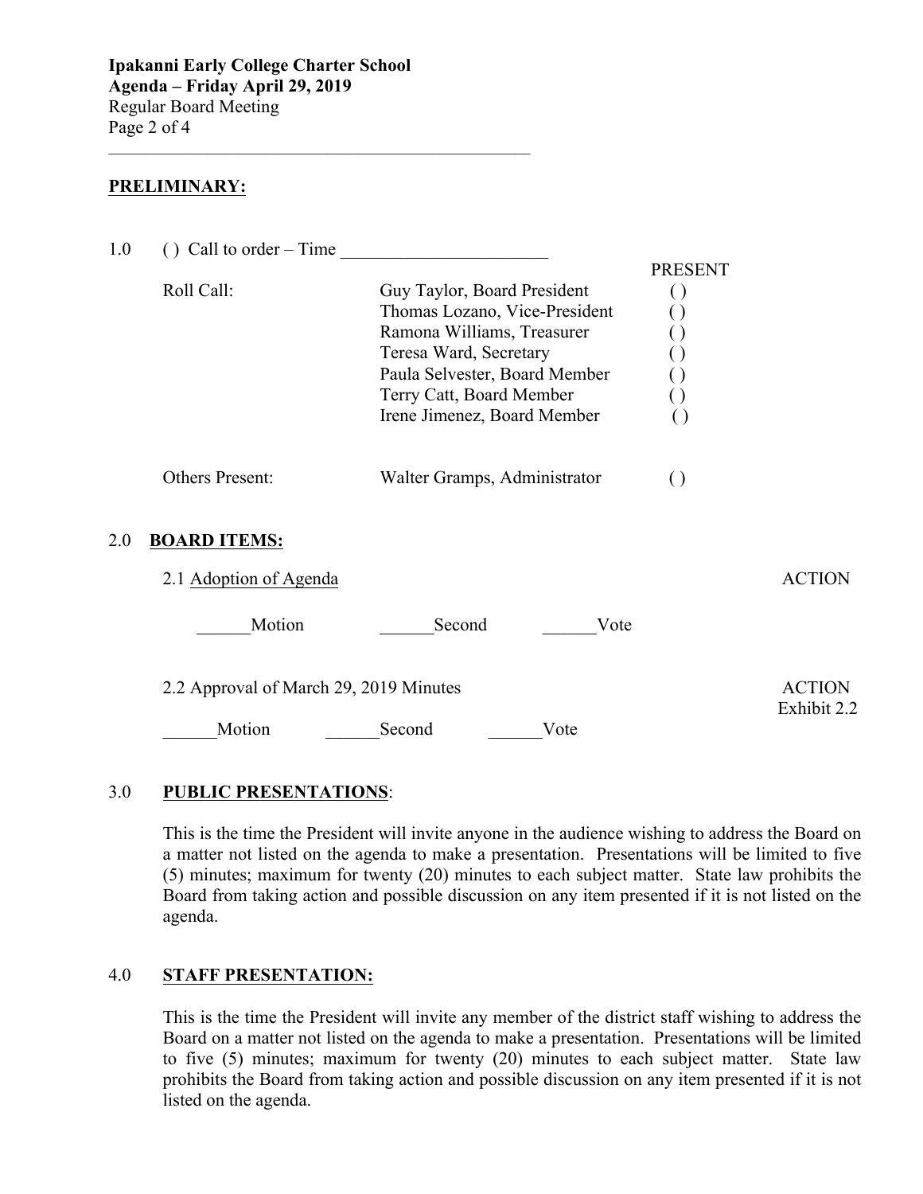**PRELIMINARY:**

1.0 ( ) Call to order – Time ______________________

| Roll Call: | | PRESENT |
|---|---|---|
| | Guy Taylor, Board President | ( ) |
| | Thomas Lozano, Vice-President | ( ) |
| | Ramona Williams, Treasurer | ( ) |
| | Teresa Ward, Secretary | ( ) |
| | Paula Selvester, Board Member | ( ) |
| | Terry Catt, Board Member | ( ) |
| | Irene Jimenez, Board Member | ( ) |
| Others Present: | Walter Gramps, Administrator | ( ) |

2.0 **BOARD ITEMS:**

2.1 Adoption of Agenda — ACTION

______Motion ______Second ______Vote

2.2 Approval of March 29, 2019 Minutes — ACTION Exhibit 2.2

______Motion ______Second ______Vote

3.0 **PUBLIC PRESENTATIONS**:

This is the time the President will invite anyone in the audience wishing to address the Board on a matter not listed on the agenda to make a presentation. Presentations will be limited to five (5) minutes; maximum for twenty (20) minutes to each subject matter. State law prohibits the Board from taking action and possible discussion on any item presented if it is not listed on the agenda.

4.0 **STAFF PRESENTATION:**

This is the time the President will invite any member of the district staff wishing to address the Board on a matter not listed on the agenda to make a presentation. Presentations will be limited to five (5) minutes; maximum for twenty (20) minutes to each subject matter. State law prohibits the Board from taking action and possible discussion on any item presented if it is not listed on the agenda.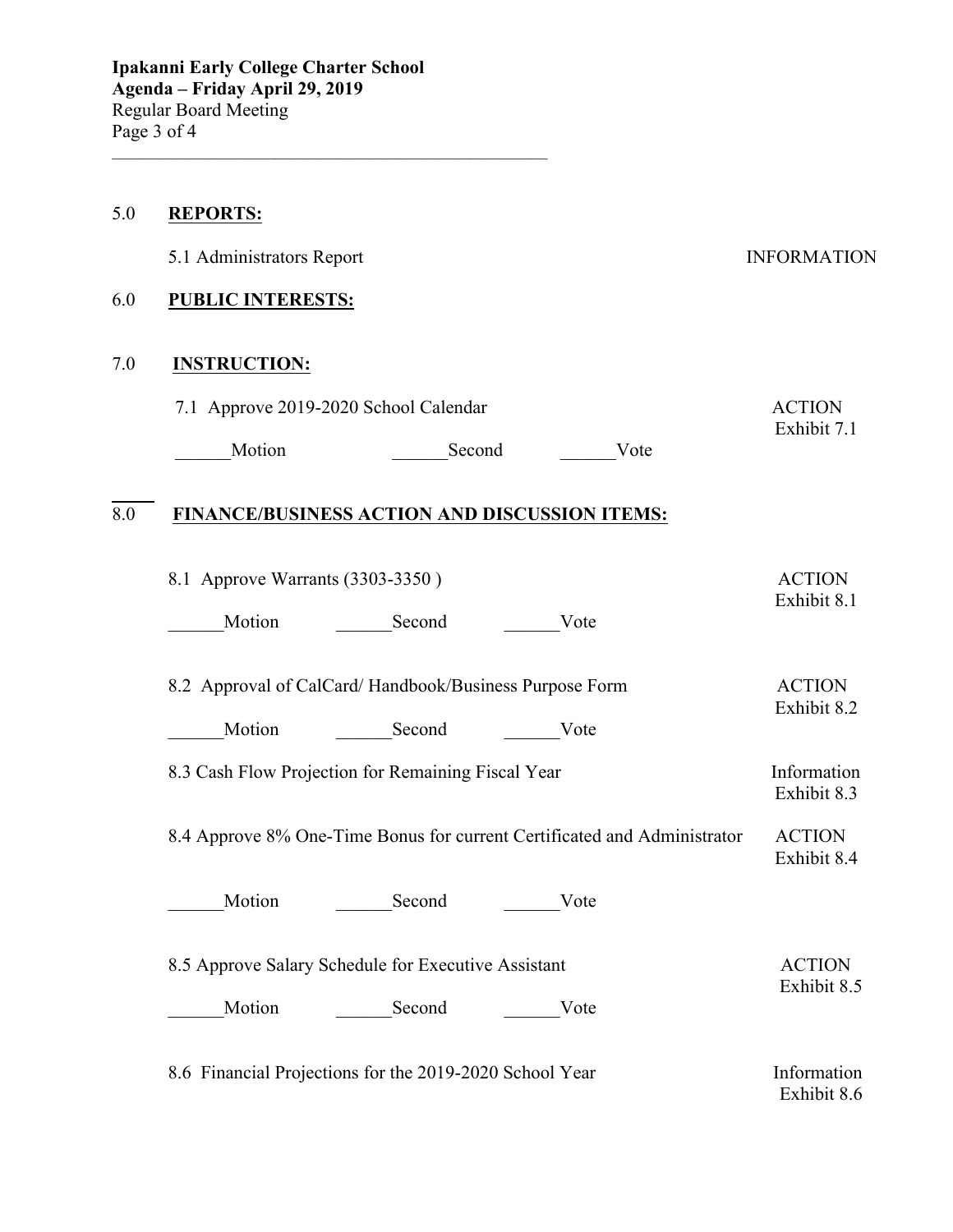## 5.0 **REPORTS:**

5.1 Administrators Report — INFORMATION

## 6.0 **PUBLIC INTERESTS:**

## 7.0 **INSTRUCTION:**

7.1 Approve 2019-2020 School Calendar — ACTION, Exhibit 7.1

______Motion ______Second ______Vote

## 8.0 **FINANCE/BUSINESS ACTION AND DISCUSSION ITEMS:**

8.1 Approve Warrants (3303-3350 ) — ACTION, Exhibit 8.1

______Motion ______Second ______Vote

8.2 Approval of CalCard/ Handbook/Business Purpose Form — ACTION, Exhibit 8.2

______Motion ______Second ______Vote

8.3 Cash Flow Projection for Remaining Fiscal Year — Information, Exhibit 8.3

8.4 Approve 8% One-Time Bonus for current Certificated and Administrator — ACTION, Exhibit 8.4

______Motion ______Second ______Vote

8.5 Approve Salary Schedule for Executive Assistant — ACTION, Exhibit 8.5

______Motion ______Second ______Vote

8.6 Financial Projections for the 2019-2020 School Year — Information, Exhibit 8.6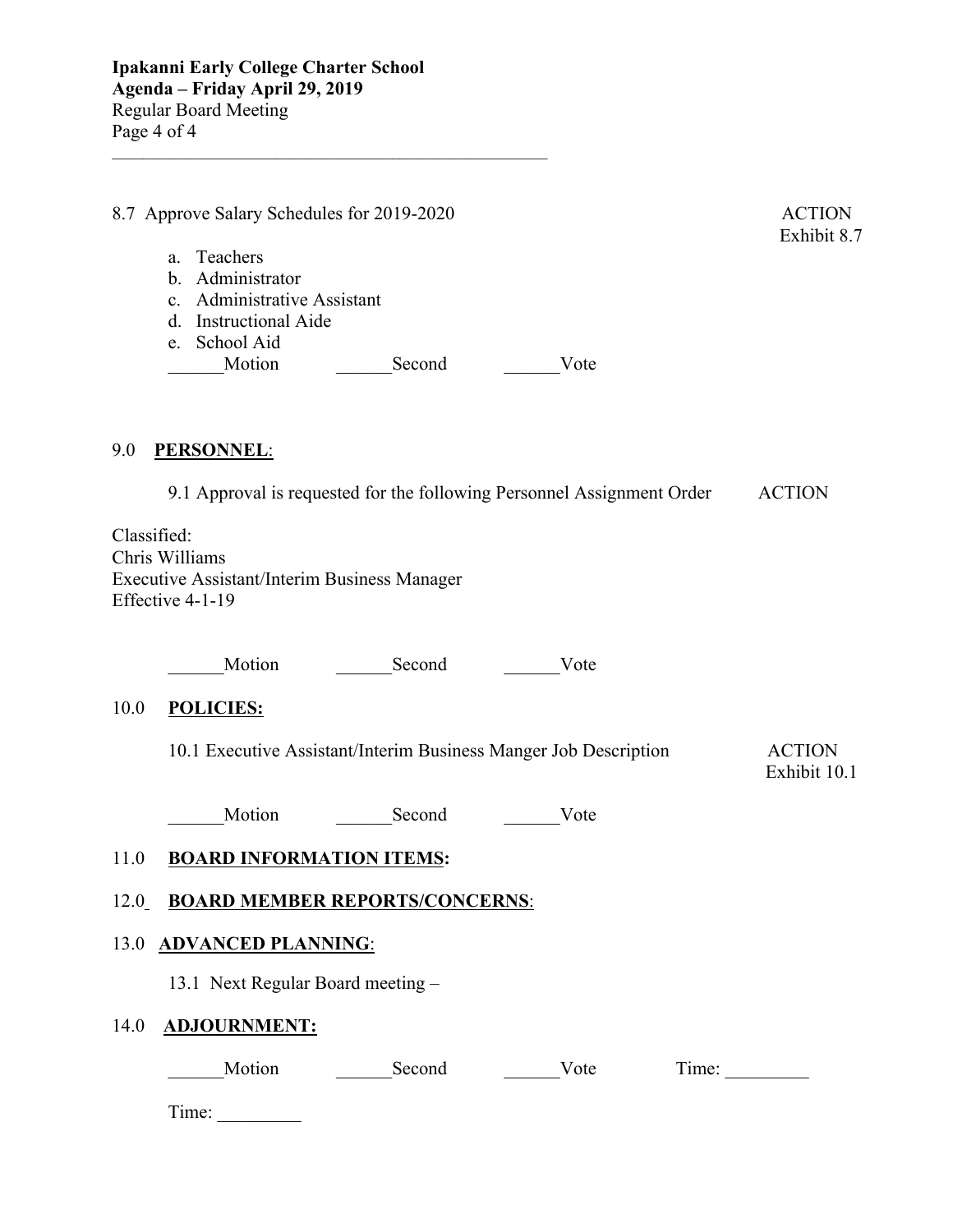8.7 Approve Salary Schedules for 2019-2020 — ACTION, Exhibit 8.7

a. Teachers
b. Administrator
c. Administrative Assistant
d. Instructional Aide
e. School Aid

______Motion ______Second ______Vote

## 9.0 PERSONNEL:

9.1 Approval is requested for the following Personnel Assignment Order — ACTION

Classified:
Chris Williams
Executive Assistant/Interim Business Manager
Effective 4-1-19

______Motion ______Second ______Vote

## 10.0 POLICIES:

10.1 Executive Assistant/Interim Business Manger Job Description — ACTION, Exhibit 10.1

______Motion ______Second ______Vote

## 11.0 BOARD INFORMATION ITEMS:

## 12.0 BOARD MEMBER REPORTS/CONCERNS:

## 13.0 ADVANCED PLANNING:

13.1 Next Regular Board meeting –

## 14.0 ADJOURNMENT:

______Motion ______Second ______Vote Time: _________

Time: _________